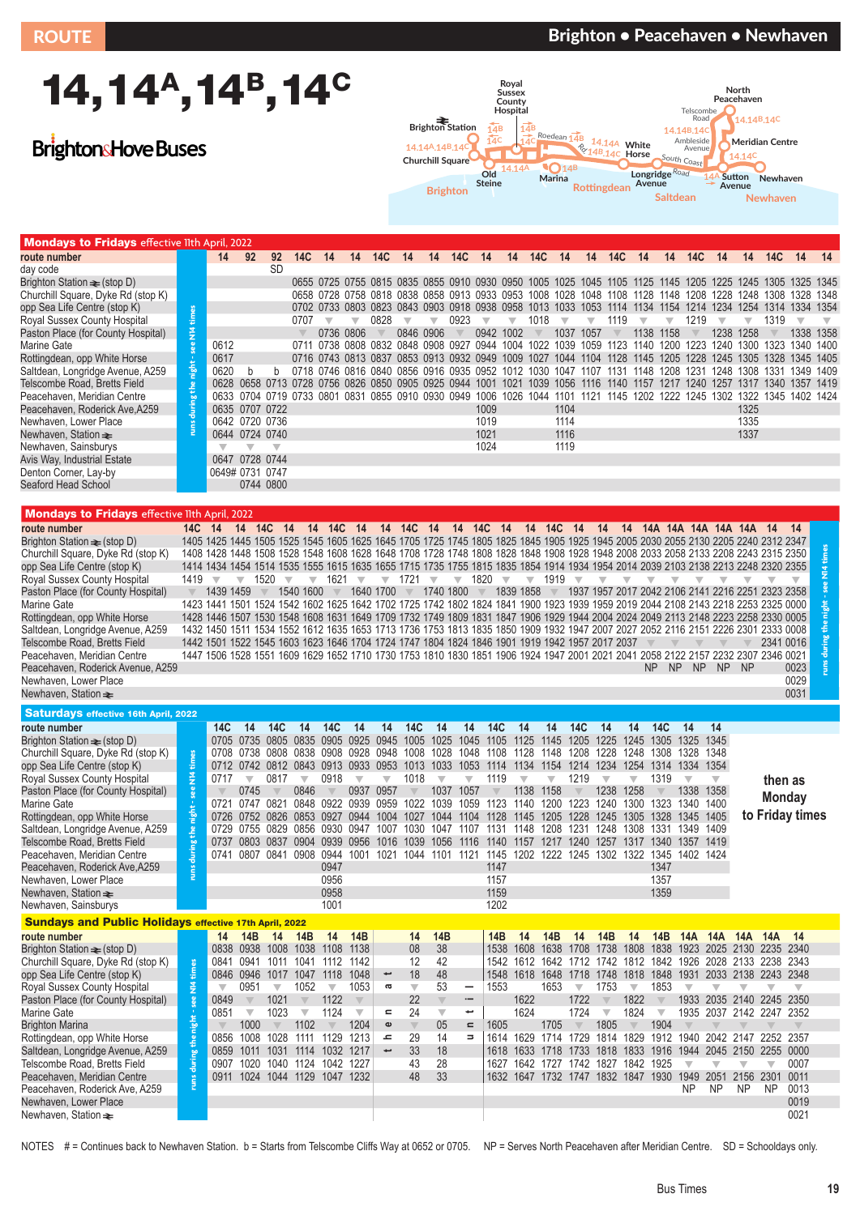# ROUTE 14, 14A, 14B, 14C

## Brighton • Peacehaven • Newhaven

Brighton & Hove Buses

## Mondays to Fridays effective 11th April, 2022

*runs during the night - see N14 times*

| route number | 14 | 92 | 92 | 14C | 14 | 14 | 14C | 14 | 14 | 14C | 14 | 14 | 14C | 14 | 14 | 14C | 14 | 14 | 14C | 14 | 14 | 14C | 14 | 14 |
|---|---|---|---|---|---|---|---|---|---|---|---|---|---|---|---|---|---|---|---|---|---|---|---|---|
| day code | | | SD | | | | | | | | | | | | | | | | | | | | | |
| Brighton Station (stop D) | | | | 0655 | 0725 | 0755 | 0815 | 0835 | 0855 | 0910 | 0930 | 0950 | 1005 | 1025 | 1045 | 1105 | 1125 | 1145 | 1205 | 1225 | 1245 | 1305 | 1325 | 1345 |
| Churchill Square, Dyke Rd (stop K) | | | | 0658 | 0728 | 0758 | 0818 | 0838 | 0858 | 0913 | 0933 | 0953 | 1008 | 1028 | 1048 | 1108 | 1128 | 1148 | 1208 | 1228 | 1248 | 1308 | 1328 | 1348 |
| opp Sea Life Centre (stop K) | | | | 0702 | 0733 | 0803 | 0823 | 0843 | 0903 | 0918 | 0938 | 0958 | 1013 | 1033 | 1053 | 1114 | 1134 | 1154 | 1214 | 1234 | 1254 | 1314 | 1334 | 1354 |
| Royal Sussex County Hospital | | | | 0707 | ▼ | ▼ | 0828 | ▼ | ▼ | 0923 | ▼ | ▼ | 1018 | ▼ | ▼ | 1119 | ▼ | ▼ | 1219 | ▼ | ▼ | 1319 | ▼ | ▼ |
| Paston Place (for County Hospital) | | | | ▼ | 0736 | 0806 | ▼ | 0846 | 0906 | ▼ | 0942 | 1002 | ▼ | 1037 | 1057 | ▼ | 1138 | 1158 | ▼ | 1238 | 1258 | ▼ | 1338 | 1358 |
| Marine Gate | 0612 | | | 0711 | 0738 | 0808 | 0832 | 0848 | 0908 | 0927 | 0944 | 1004 | 1022 | 1039 | 1059 | 1123 | 1140 | 1200 | 1223 | 1240 | 1300 | 1323 | 1340 | 1400 |
| Rottingdean, opp White Horse | 0617 | | | 0716 | 0743 | 0813 | 0837 | 0853 | 0913 | 0932 | 0949 | 1009 | 1027 | 1044 | 1104 | 1128 | 1145 | 1205 | 1228 | 1245 | 1305 | 1328 | 1345 | 1405 |
| Saltdean, Longridge Avenue, A259 | 0620 | b | b | 0718 | 0746 | 0816 | 0840 | 0856 | 0916 | 0935 | 0952 | 1012 | 1030 | 1047 | 1107 | 1131 | 1148 | 1208 | 1231 | 1248 | 1308 | 1331 | 1349 | 1409 |
| Telscombe Road, Bretts Field | 0628 | 0658 | 0713 | 0728 | 0756 | 0826 | 0850 | 0905 | 0925 | 0944 | 1001 | 1021 | 1039 | 1056 | 1116 | 1140 | 1157 | 1217 | 1240 | 1257 | 1317 | 1340 | 1357 | 1419 |
| Peacehaven, Meridian Centre | 0633 | 0704 | 0719 | 0733 | 0801 | 0831 | 0855 | 0910 | 0930 | 0949 | 1006 | 1026 | 1044 | 1101 | 1121 | 1145 | 1202 | 1222 | 1245 | 1302 | 1322 | 1345 | 1402 | 1424 |
| Peacehaven, Roderick Ave,A259 | 0635 | 0707 | 0722 | | | | | | | | 1009 | | | 1104 | | | | | | | 1325 | | | |
| Newhaven, Lower Place | 0642 | 0720 | 0736 | | | | | | | | 1019 | | | 1114 | | | | | | | 1335 | | | |
| Newhaven, Station | 0644 | 0724 | 0740 | | | | | | | | 1021 | | | 1116 | | | | | | | 1337 | | | |
| Newhaven, Sainsburys | ▼ | ▼ | ▼ | | | | | | | | 1024 | | | 1119 | | | | | | | | | | |
| Avis Way, Industrial Estate | 0647 | 0728 | 0744 | | | | | | | | | | | | | | | | | | | | | |
| Denton Corner, Lay-by | 0649# | 0731 | 0747 | | | | | | | | | | | | | | | | | | | | | |
| Seaford Head School | | 0744 | 0800 | | | | | | | | | | | | | | | | | | | | | |

## Mondays to Fridays effective 11th April, 2022

*runs during the night - see N14 times*

| route number | 14C | 14 | 14 | 14C | 14 | 14 | 14C | 14 | 14 | 14C | 14 | 14 | 14C | 14 | 14 | 14C | 14 | 14 | 14 | 14A | 14A | 14A | 14A | 14A | 14 | 14 |
|---|---|---|---|---|---|---|---|---|---|---|---|---|---|---|---|---|---|---|---|---|---|---|---|---|---|---|
| Brighton Station (stop D) | 1405 | 1425 | 1445 | 1505 | 1525 | 1545 | 1605 | 1625 | 1645 | 1705 | 1725 | 1745 | 1805 | 1825 | 1845 | 1905 | 1925 | 1945 | 2005 | 2030 | 2055 | 2130 | 2205 | 2240 | 2312 | 2347 |
| Churchill Square, Dyke Rd (stop K) | 1408 | 1428 | 1448 | 1508 | 1528 | 1548 | 1608 | 1628 | 1648 | 1708 | 1728 | 1748 | 1808 | 1828 | 1848 | 1908 | 1928 | 1948 | 2008 | 2033 | 2058 | 2133 | 2208 | 2243 | 2315 | 2350 |
| opp Sea Life Centre (stop K) | 1414 | 1434 | 1454 | 1515 | 1535 | 1555 | 1615 | 1635 | 1655 | 1715 | 1735 | 1755 | 1815 | 1835 | 1854 | 1914 | 1934 | 1954 | 2014 | 2039 | 2103 | 2138 | 2213 | 2248 | 2320 | 2355 |
| Royal Sussex County Hospital | 1419 | ▼ | ▼ | 1520 | ▼ | ▼ | 1621 | ▼ | ▼ | 1721 | ▼ | ▼ | 1820 | ▼ | ▼ | 1919 | ▼ | ▼ | ▼ | ▼ | ▼ | ▼ | ▼ | ▼ | ▼ | ▼ |
| Paston Place (for County Hospital) | ▼ | 1439 | 1459 | ▼ | 1540 | 1600 | ▼ | 1640 | 1700 | ▼ | 1740 | 1800 | ▼ | 1839 | 1858 | ▼ | 1937 | 1957 | 2017 | 2042 | 2106 | 2141 | 2216 | 2251 | 2323 | 2358 |
| Marine Gate | 1423 | 1441 | 1501 | 1524 | 1542 | 1602 | 1625 | 1642 | 1702 | 1725 | 1742 | 1802 | 1824 | 1841 | 1900 | 1923 | 1939 | 1959 | 2019 | 2044 | 2108 | 2143 | 2218 | 2253 | 2325 | 0000 |
| Rottingdean, opp White Horse | 1428 | 1446 | 1507 | 1530 | 1548 | 1608 | 1631 | 1649 | 1709 | 1732 | 1749 | 1809 | 1831 | 1847 | 1906 | 1929 | 1944 | 2004 | 2024 | 2049 | 2113 | 2148 | 2223 | 2258 | 2330 | 0005 |
| Saltdean, Longridge Avenue, A259 | 1432 | 1450 | 1511 | 1534 | 1553 | 1612 | 1635 | 1653 | 1713 | 1736 | 1753 | 1813 | 1835 | 1850 | 1909 | 1932 | 1947 | 2007 | 2027 | 2052 | 2116 | 2151 | 2226 | 2301 | 2333 | 0008 |
| Telscombe Road, Bretts Field | 1442 | 1501 | 1522 | 1545 | 1603 | 1623 | 1646 | 1704 | 1724 | 1747 | 1804 | 1824 | 1846 | 1901 | 1919 | 1942 | 1957 | 2017 | 2037 | ▼ | ▼ | ▼ | ▼ | ▼ | 2341 | 0016 |
| Peacehaven, Meridian Centre | 1447 | 1506 | 1528 | 1551 | 1609 | 1629 | 1652 | 1710 | 1730 | 1753 | 1810 | 1830 | 1851 | 1906 | 1924 | 1947 | 2001 | 2021 | 2041 | 2058 | 2122 | 2157 | 2232 | 2307 | 2346 | 0021 |
| Peacehaven, Roderick Avenue, A259 | | | | | | | | | | | | | | | | | | | | NP | NP | NP | NP | NP | | 0023 |
| Newhaven, Lower Place | | | | | | | | | | | | | | | | | | | | | | | | | | 0029 |
| Newhaven, Station | | | | | | | | | | | | | | | | | | | | | | | | | | 0031 |

## Saturdays effective 16th April, 2022

*runs during the night - see N14 times*

| route number | 14C | 14 | 14C | 14 | 14C | 14 | 14 | 14C | 14 | 14 | 14C | 14 | 14 | 14C | 14 | 14 | 14C | 14 | 14 |
|---|---|---|---|---|---|---|---|---|---|---|---|---|---|---|---|---|---|---|---|
| Brighton Station (stop D) | 0705 | 0735 | 0805 | 0835 | 0905 | 0925 | 0945 | 1005 | 1025 | 1045 | 1105 | 1125 | 1145 | 1205 | 1225 | 1245 | 1305 | 1325 | 1345 |
| Churchill Square, Dyke Rd (stop K) | 0708 | 0738 | 0808 | 0838 | 0908 | 0928 | 0948 | 1008 | 1028 | 1048 | 1108 | 1128 | 1148 | 1208 | 1228 | 1248 | 1308 | 1328 | 1348 |
| opp Sea Life Centre (stop K) | 0712 | 0742 | 0812 | 0843 | 0913 | 0933 | 0953 | 1013 | 1033 | 1053 | 1114 | 1134 | 1154 | 1214 | 1234 | 1254 | 1314 | 1334 | 1354 |
| Royal Sussex County Hospital | 0717 | ▼ | 0817 | ▼ | 0918 | ▼ | ▼ | 1018 | ▼ | ▼ | 1119 | ▼ | ▼ | 1219 | ▼ | ▼ | 1319 | ▼ | ▼ |
| Paston Place (for County Hospital) | ▼ | 0745 | ▼ | 0846 | ▼ | 0937 | 0957 | ▼ | 1037 | 1057 | ▼ | 1138 | 1158 | ▼ | 1238 | 1258 | ▼ | 1338 | 1358 |
| Marine Gate | 0721 | 0747 | 0821 | 0848 | 0922 | 0939 | 0959 | 1022 | 1039 | 1059 | 1123 | 1140 | 1200 | 1223 | 1240 | 1300 | 1323 | 1340 | 1400 |
| Rottingdean, opp White Horse | 0726 | 0752 | 0826 | 0853 | 0927 | 0944 | 1004 | 1027 | 1044 | 1104 | 1128 | 1145 | 1205 | 1228 | 1245 | 1305 | 1328 | 1345 | 1405 |
| Saltdean, Longridge Avenue, A259 | 0729 | 0755 | 0829 | 0856 | 0930 | 0947 | 1007 | 1030 | 1047 | 1107 | 1131 | 1148 | 1208 | 1231 | 1248 | 1308 | 1331 | 1349 | 1409 |
| Telscombe Road, Bretts Field | 0737 | 0803 | 0837 | 0904 | 0939 | 0956 | 1016 | 1039 | 1056 | 1116 | 1140 | 1157 | 1217 | 1240 | 1257 | 1317 | 1340 | 1357 | 1419 |
| Peacehaven, Meridian Centre | 0741 | 0807 | 0841 | 0908 | 0944 | 1001 | 1021 | 1044 | 1101 | 1121 | 1145 | 1202 | 1222 | 1245 | 1302 | 1322 | 1345 | 1402 | 1424 |
| Peacehaven, Roderick Ave,A259 | | | | | 0947 | | | | | | 1147 | | | | | | 1347 | | |
| Newhaven, Lower Place | | | | | 0956 | | | | | | 1157 | | | | | | 1357 | | |
| Newhaven, Station | | | | | 0958 | | | | | | 1159 | | | | | | 1359 | | |
| Newhaven, Sainsburys | | | | | 1001 | | | | | | 1202 | | | | | | | | |

then as Monday to Friday times

## Sundays and Public Holidays effective 17th April, 2022

*runs during the night - see N14 times*

| route number | 14 | 14B | 14 | 14B | 14 | 14B | then at | 14 | 14B | past each hour until | 14B | 14 | 14B | 14 | 14B | 14 | 14B | 14A | 14A | 14A | 14A | 14 |
|---|---|---|---|---|---|---|---|---|---|---|---|---|---|---|---|---|---|---|---|---|---|---|
| Brighton Station (stop D) | 0838 | 0938 | 1008 | 1038 | 1108 | 1138 | | 08 | 38 | | 1538 | 1608 | 1638 | 1708 | 1738 | 1808 | 1838 | 1923 | 2025 | 2130 | 2235 | 2340 |
| Churchill Square, Dyke Rd (stop K) | 0841 | 0941 | 1011 | 1041 | 1112 | 1142 | | 12 | 42 | | 1542 | 1612 | 1642 | 1712 | 1742 | 1812 | 1842 | 1926 | 2028 | 2133 | 2238 | 2343 |
| opp Sea Life Centre (stop K) | 0846 | 0946 | 1017 | 1047 | 1118 | 1148 | | 18 | 48 | | 1548 | 1618 | 1648 | 1718 | 1748 | 1818 | 1848 | 1931 | 2033 | 2138 | 2243 | 2348 |
| Royal Sussex County Hospital | ▼ | 0951 | ▼ | 1052 | ▼ | 1053 | | ▼ | 53 | | 1553 | ▼ | 1653 | ▼ | 1753 | ▼ | 1853 | ▼ | ▼ | ▼ | ▼ | ▼ |
| Paston Place (for County Hospital) | 0849 | ▼ | 1021 | ▼ | 1122 | ▼ | | 22 | ▼ | | ▼ | 1622 | ▼ | 1722 | ▼ | 1822 | ▼ | 1933 | 2035 | 2140 | 2245 | 2350 |
| Marine Gate | 0851 | ▼ | 1023 | ▼ | 1124 | ▼ | | 24 | ▼ | | ▼ | 1624 | ▼ | 1724 | ▼ | 1824 | ▼ | 1935 | 2037 | 2142 | 2247 | 2352 |
| Brighton Marina | ▼ | 1000 | ▼ | 1102 | ▼ | 1204 | | ▼ | 05 | | 1605 | ▼ | 1705 | ▼ | 1805 | ▼ | 1904 | ▼ | ▼ | ▼ | ▼ | ▼ |
| Rottingdean, opp White Horse | 0856 | 1008 | 1028 | 1111 | 1129 | 1213 | | 29 | 14 | | 1614 | 1629 | 1714 | 1729 | 1814 | 1829 | 1912 | 1940 | 2042 | 2147 | 2252 | 2357 |
| Saltdean, Longridge Avenue, A259 | 0859 | 1011 | 1031 | 1114 | 1132 | 1217 | | 33 | 18 | | 1618 | 1633 | 1718 | 1733 | 1818 | 1833 | 1916 | 1944 | 2045 | 2150 | 2255 | 0000 |
| Telscombe Road, Bretts Field | 0907 | 1020 | 1040 | 1124 | 1042 | 1227 | | 43 | 28 | | 1627 | 1642 | 1727 | 1742 | 1827 | 1842 | 1925 | ▼ | ▼ | ▼ | ▼ | 0007 |
| Peacehaven, Meridian Centre | 0911 | 1024 | 1044 | 1129 | 1047 | 1232 | | 48 | 33 | | 1632 | 1647 | 1732 | 1747 | 1832 | 1847 | 1930 | 1949 | 2051 | 2156 | 2301 | 0011 |
| Peacehaven, Roderick Ave, A259 | | | | | | | | | | | | | | | | | | NP | NP | NP | NP | 0013 |
| Newhaven, Lower Place | | | | | | | | | | | | | | | | | | | | | | 0019 |
| Newhaven, Station | | | | | | | | | | | | | | | | | | | | | | 0021 |

NOTES # = Continues back to Newhaven Station. b = Starts from Telscombe Cliffs Way at 0652 or 0705. NP = Serves North Peacehaven after Meridian Centre. SD = Schooldays only.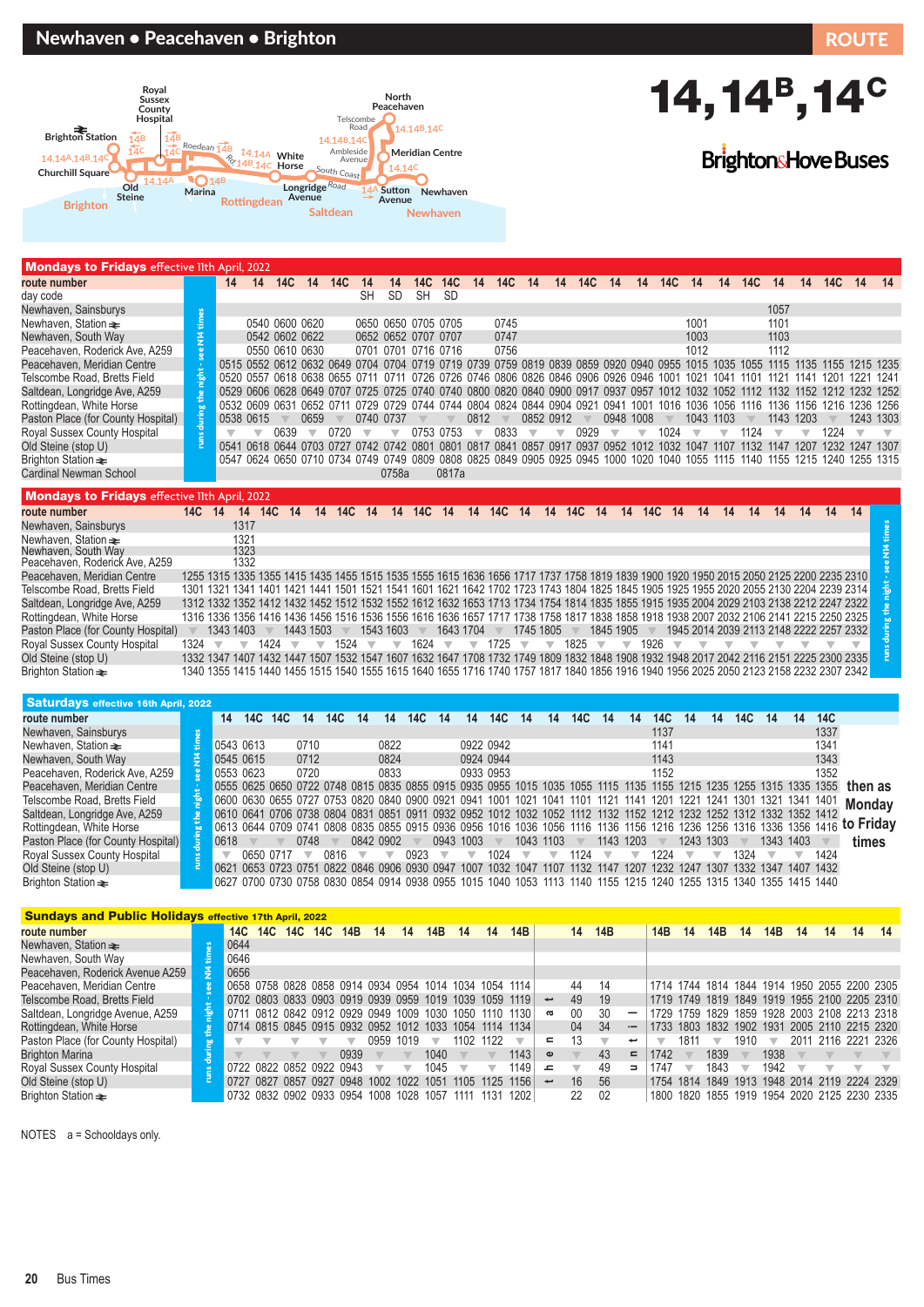# Newhaven • Peacehaven • Brighton

**ROUTE 14, 14B, 14C**

**Brighton & Hove Buses**

## Mondays to Fridays effective 11th April, 2022

*runs during the night - see N14 times*

| route number | 14 | 14 | 14C | 14 | 14C | 14 | 14 | 14C | 14C | 14 | 14C | 14 | 14 | 14C | 14 | 14 | 14C | 14 | 14 | 14C | 14 | 14 | 14C | 14 | 14 |
|---|---|---|---|---|---|---|---|---|---|---|---|---|---|---|---|---|---|---|---|---|---|---|---|---|---|
| day code | | | | | | SH | SD | SH | SD | | | | | | | | | | | | | | | | |
| Newhaven, Sainsburys | | | | | | | | | | | | | | | | | | | | | 1057 | | | | |
| Newhaven, Station | | 0540 | 0600 | 0620 | | 0650 | 0650 | 0705 | 0705 | | 0745 | | | | | | 1001 | | | | 1101 | | | | |
| Newhaven, South Way | | 0542 | 0602 | 0622 | | 0652 | 0652 | 0707 | 0707 | | 0747 | | | | | | 1003 | | | | 1103 | | | | |
| Peacehaven, Roderick Ave, A259 | | 0550 | 0610 | 0630 | | 0701 | 0701 | 0716 | 0716 | | 0756 | | | | | | 1012 | | | | 1112 | | | | |
| Peacehaven, Meridian Centre | 0515 | 0552 | 0612 | 0632 | 0649 | 0704 | 0704 | 0719 | 0719 | 0739 | 0759 | 0819 | 0839 | 0859 | 0920 | 0940 | 0955 | 1015 | 1035 | 1055 | 1115 | 1135 | 1155 | 1215 | 1235 |
| Telscombe Road, Bretts Field | 0520 | 0557 | 0618 | 0638 | 0655 | 0711 | 0711 | 0726 | 0726 | 0746 | 0806 | 0826 | 0846 | 0906 | 0926 | 0946 | 1001 | 1021 | 1041 | 1101 | 1121 | 1141 | 1201 | 1221 | 1241 |
| Saltdean, Longridge Ave, A259 | 0529 | 0605 | 0628 | 0649 | 0707 | 0725 | 0725 | 0740 | 0740 | 0800 | 0820 | 0840 | 0900 | 0917 | 0937 | 0957 | 1012 | 1032 | 1052 | 1112 | 1132 | 1152 | 1212 | 1232 | 1252 |
| Rottingdean, White Horse | 0532 | 0609 | 0631 | 0652 | 0711 | 0729 | 0729 | 0744 | 0744 | 0804 | 0824 | 0844 | 0904 | 0921 | 0941 | 1001 | 1016 | 1036 | 1056 | 1116 | 1136 | 1156 | 1216 | 1236 | 1256 |
| Paston Place (for County Hospital) | 0538 | 0615 | ▼ | 0659 | ▼ | 0740 | 0737 | ▼ | ▼ | 0812 | ▼ | 0852 | 0912 | ▼ | 0948 | 1008 | ▼ | 1043 | 1103 | ▼ | 1143 | 1203 | ▼ | 1243 | 1303 |
| Royal Sussex County Hospital | ▼ | ▼ | 0639 | ▼ | 0720 | ▼ | ▼ | 0753 | 0753 | ▼ | 0833 | ▼ | ▼ | 0929 | ▼ | ▼ | 1024 | ▼ | ▼ | 1124 | ▼ | ▼ | 1224 | ▼ | ▼ |
| Old Steine (stop U) | 0541 | 0618 | 0644 | 0703 | 0727 | 0742 | 0742 | 0801 | 0801 | 0817 | 0841 | 0857 | 0917 | 0937 | 0952 | 1012 | 1032 | 1047 | 1107 | 1132 | 1147 | 1207 | 1232 | 1247 | 1307 |
| Brighton Station | 0547 | 0624 | 0650 | 0710 | 0734 | 0749 | 0749 | 0809 | 0808 | 0825 | 0849 | 0905 | 0925 | 0945 | 1000 | 1020 | 1040 | 1055 | 1115 | 1140 | 1155 | 1215 | 1240 | 1255 | 1315 |
| Cardinal Newman School | | | | | | | 0758a | | 0817a | | | | | | | | | | | | | | | | |

## Mondays to Fridays effective 11th April, 2022

*runs during the night - see N14 times*

| route number | 14C | 14 | 14 | 14C | 14 | 14 | 14C | 14 | 14 | 14C | 14 | 14 | 14C | 14 | 14 | 14C | 14 | 14 | 14C | 14 | 14 | 14 | 14 | 14 | 14 | 14 | 14 |
|---|---|---|---|---|---|---|---|---|---|---|---|---|---|---|---|---|---|---|---|---|---|---|---|---|---|---|---|
| Newhaven, Sainsburys | | | 1317 | | | | | | | | | | | | | | | | | | | | | | | | |
| Newhaven, Station | | | 1321 | | | | | | | | | | | | | | | | | | | | | | | | |
| Newhaven, South Way | | | 1323 | | | | | | | | | | | | | | | | | | | | | | | | |
| Peacehaven, Roderick Ave, A259 | | | 1332 | | | | | | | | | | | | | | | | | | | | | | | | |
| Peacehaven, Meridian Centre | 1255 | 1315 | 1335 | 1355 | 1415 | 1435 | 1455 | 1515 | 1535 | 1555 | 1616 | 1636 | 1656 | 1717 | 1737 | 1758 | 1819 | 1839 | 1900 | 1920 | 1950 | 2015 | 2050 | 2125 | 2200 | 2235 | 2310 |
| Telscombe Road, Bretts Field | 1301 | 1321 | 1341 | 1401 | 1421 | 1441 | 1501 | 1521 | 1541 | 1601 | 1622 | 1642 | 1702 | 1723 | 1743 | 1804 | 1825 | 1845 | 1905 | 1925 | 1955 | 2020 | 2055 | 2130 | 2204 | 2239 | 2314 |
| Saltdean, Longridge Ave, A259 | 1312 | 1332 | 1352 | 1412 | 1432 | 1452 | 1512 | 1532 | 1552 | 1612 | 1632 | 1653 | 1713 | 1734 | 1754 | 1814 | 1835 | 1855 | 1915 | 1935 | 2004 | 2029 | 2103 | 2138 | 2212 | 2247 | 2322 |
| Rottingdean, White Horse | 1316 | 1336 | 1356 | 1416 | 1436 | 1456 | 1516 | 1536 | 1556 | 1616 | 1636 | 1657 | 1717 | 1738 | 1758 | 1817 | 1838 | 1858 | 1918 | 1938 | 2007 | 2032 | 2106 | 2141 | 2215 | 2250 | 2325 |
| Paston Place (for County Hospital) | ▼ | 1343 | 1403 | ▼ | 1443 | 1503 | ▼ | 1543 | 1603 | ▼ | 1643 | 1704 | ▼ | 1745 | 1805 | ▼ | 1845 | 1905 | ▼ | 1945 | 2014 | 2039 | 2113 | 2148 | 2222 | 2257 | 2332 |
| Royal Sussex County Hospital | 1324 | ▼ | ▼ | 1424 | ▼ | ▼ | 1524 | ▼ | ▼ | 1624 | ▼ | ▼ | 1725 | ▼ | ▼ | 1825 | ▼ | ▼ | 1926 | ▼ | ▼ | ▼ | ▼ | ▼ | ▼ | ▼ | ▼ |
| Old Steine (stop U) | 1332 | 1347 | 1407 | 1432 | 1447 | 1507 | 1532 | 1547 | 1607 | 1632 | 1647 | 1708 | 1732 | 1749 | 1809 | 1832 | 1848 | 1908 | 1932 | 1948 | 2017 | 2042 | 2116 | 2151 | 2225 | 2300 | 2335 |
| Brighton Station | 1340 | 1355 | 1415 | 1440 | 1455 | 1515 | 1540 | 1555 | 1615 | 1640 | 1655 | 1716 | 1740 | 1757 | 1817 | 1840 | 1856 | 1916 | 1940 | 1956 | 2025 | 2050 | 2123 | 2158 | 2232 | 2307 | 2342 |

## Saturdays effective 16th April, 2022

*runs during the night - see N14 times*

| route number | 14 | 14C | 14C | 14 | 14C | 14 | 14 | 14C | 14 | 14 | 14C | 14 | 14 | 14C | 14 | 14 | 14C | 14 | 14 | 14C | 14 | 14 | 14C | |
|---|---|---|---|---|---|---|---|---|---|---|---|---|---|---|---|---|---|---|---|---|---|---|---|---|
| Newhaven, Sainsburys | | | | | | | | | | | | | | | | | 1137 | | | | | | 1337 | |
| Newhaven, Station | 0543 | 0613 | | 0710 | | | 0822 | | | 0922 | 0942 | | | | | | 1141 | | | | | | 1341 | |
| Newhaven, South Way | 0545 | 0615 | | 0712 | | | 0824 | | | 0924 | 0944 | | | | | | 1143 | | | | | | 1343 | |
| Peacehaven, Roderick Ave, A259 | 0553 | 0623 | | 0720 | | | 0833 | | | 0933 | 0953 | | | | | | 1152 | | | | | | 1352 | |
| Peacehaven, Meridian Centre | 0555 | 0625 | 0650 | 0722 | 0748 | 0815 | 0835 | 0855 | 0915 | 0935 | 0955 | 1015 | 1035 | 1055 | 1115 | 1135 | 1155 | 1215 | 1235 | 1255 | 1315 | 1335 | 1355 | then as Monday to Friday times |
| Telscombe Road, Bretts Field | 0600 | 0630 | 0655 | 0727 | 0753 | 0820 | 0840 | 0900 | 0921 | 0941 | 1001 | 1021 | 1041 | 1101 | 1121 | 1141 | 1201 | 1221 | 1241 | 1301 | 1321 | 1341 | 1401 | |
| Saltdean, Longridge Ave, A259 | 0610 | 0641 | 0706 | 0738 | 0804 | 0831 | 0851 | 0911 | 0932 | 0952 | 1012 | 1032 | 1052 | 1112 | 1132 | 1152 | 1212 | 1232 | 1252 | 1312 | 1332 | 1352 | 1412 | |
| Rottingdean, White Horse | 0613 | 0644 | 0709 | 0741 | 0808 | 0835 | 0855 | 0915 | 0936 | 0956 | 1016 | 1036 | 1056 | 1116 | 1136 | 1156 | 1216 | 1236 | 1256 | 1316 | 1336 | 1356 | 1416 | |
| Paston Place (for County Hospital) | 0618 | ▼ | ▼ | 0748 | ▼ | 0842 | 0902 | ▼ | 0943 | 1003 | ▼ | 1043 | 1103 | ▼ | 1143 | 1203 | ▼ | 1243 | 1303 | ▼ | 1343 | 1403 | ▼ | |
| Royal Sussex County Hospital | ▼ | 0650 | 0717 | ▼ | 0816 | ▼ | ▼ | 0923 | ▼ | ▼ | 1024 | ▼ | ▼ | 1124 | ▼ | ▼ | 1224 | ▼ | ▼ | 1324 | ▼ | ▼ | 1424 | |
| Old Steine (stop U) | 0621 | 0653 | 0723 | 0751 | 0822 | 0846 | 0906 | 0930 | 0947 | 1007 | 1032 | 1047 | 1107 | 1132 | 1147 | 1207 | 1232 | 1247 | 1307 | 1332 | 1347 | 1407 | 1432 | |
| Brighton Station | 0627 | 0700 | 0730 | 0758 | 0830 | 0854 | 0914 | 0938 | 0955 | 1015 | 1040 | 1053 | 1113 | 1140 | 1155 | 1215 | 1240 | 1255 | 1315 | 1340 | 1355 | 1415 | 1440 | |

## Sundays and Public Holidays effective 17th April, 2022

*runs during the night - see N14 times*

| route number | 14C | 14C | 14C | 14C | 14B | 14 | 14 | 14B | 14 | 14 | 14B | | 14 | 14B | | 14B | 14 | 14B | 14 | 14B | 14 | 14 | 14 | 14 |
|---|---|---|---|---|---|---|---|---|---|---|---|---|---|---|---|---|---|---|---|---|---|---|---|---|
| Newhaven, Station | 0644 | | | | | | | | | | | | | | | | | | | | | | | |
| Newhaven, South Way | 0646 | | | | | | | | | | | | | | | | | | | | | | | |
| Peacehaven, Roderick Avenue A259 | 0656 | | | | | | | | | | | | | | | | | | | | | | | |
| Peacehaven, Meridian Centre | 0658 | 0758 | 0828 | 0858 | 0914 | 0934 | 0954 | 1014 | 1034 | 1054 | 1114 | then at | 44 | 14 | until | 1714 | 1744 | 1814 | 1844 | 1914 | 1950 | 2055 | 2200 | 2305 |
| Telscombe Road, Bretts Field | 0702 | 0803 | 0833 | 0903 | 0919 | 0939 | 0959 | 1019 | 1039 | 1059 | 1119 | | 49 | 19 | | 1719 | 1749 | 1819 | 1849 | 1919 | 1955 | 2100 | 2205 | 2310 |
| Saltdean, Longridge Avenue, A259 | 0711 | 0812 | 0842 | 0912 | 0929 | 0949 | 1009 | 1030 | 1050 | 1110 | 1130 | | 00 | 30 | | 1729 | 1759 | 1829 | 1859 | 1928 | 2003 | 2108 | 2213 | 2318 |
| Rottingdean, White Horse | 0714 | 0815 | 0845 | 0915 | 0932 | 0952 | 1012 | 1033 | 1054 | 1114 | 1134 | | 04 | 34 | | 1733 | 1803 | 1832 | 1902 | 1931 | 2005 | 2110 | 2215 | 2320 |
| Paston Place (for County Hospital) | ▼ | ▼ | ▼ | ▼ | ▼ | 0959 | 1019 | ▼ | 1102 | 1122 | ▼ | | 13 | ▼ | | ▼ | 1811 | ▼ | 1910 | ▼ | 2011 | 2116 | 2221 | 2326 |
| Brighton Marina | ▼ | ▼ | ▼ | ▼ | 0939 | ▼ | ▼ | 1040 | ▼ | ▼ | 1143 | | ▼ | 43 | | 1742 | ▼ | 1839 | ▼ | 1938 | ▼ | ▼ | ▼ | ▼ |
| Royal Sussex County Hospital | 0722 | 0822 | 0852 | 0922 | 0943 | ▼ | ▼ | 1045 | ▼ | ▼ | 1149 | | ▼ | 49 | | 1747 | ▼ | 1843 | ▼ | 1942 | ▼ | ▼ | ▼ | ▼ |
| Old Steine (stop U) | 0727 | 0827 | 0857 | 0927 | 0948 | 1002 | 1022 | 1051 | 1105 | 1125 | 1156 | | 16 | 56 | | 1754 | 1814 | 1849 | 1913 | 1948 | 2014 | 2119 | 2224 | 2329 |
| Brighton Station | 0732 | 0832 | 0902 | 0933 | 0954 | 1008 | 1028 | 1057 | 1111 | 1131 | 1202 | | 22 | 02 | | 1800 | 1820 | 1855 | 1919 | 1954 | 2020 | 2125 | 2230 | 2335 |

NOTES a = Schooldays only.